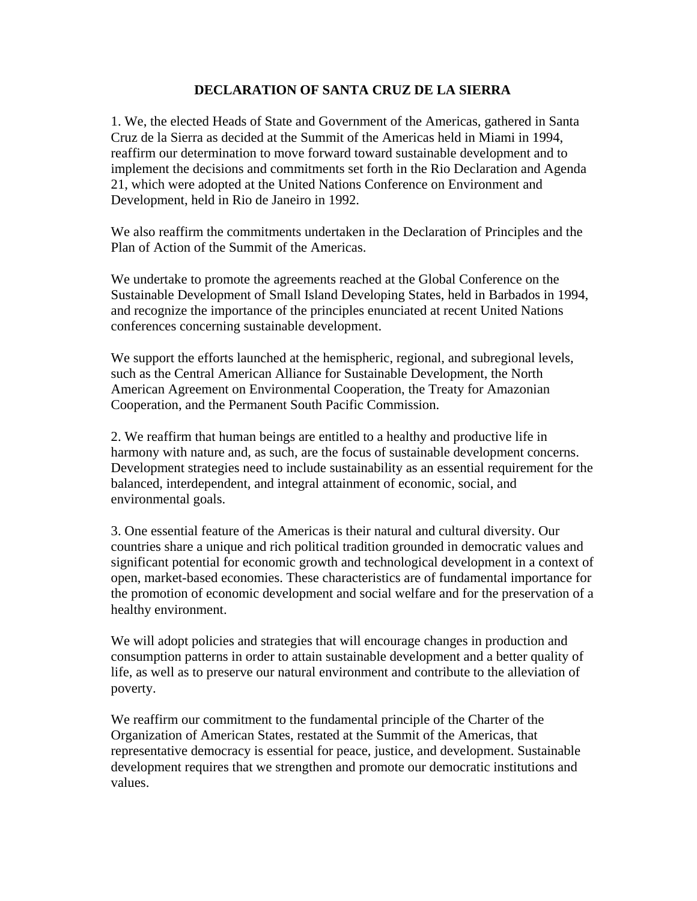# DECLARATION OF SANTA CRUZ DE LA SIERRA

1. We, the elected Heads of State and Government of the Americas, gathered in Santa Cruz de la Sierra as decided at the Summit of the Americas held in Miami in 1994, reaffirm our determination to move forward toward sustainable development and to implement the decisions and commitments set forth in the Rio Declaration and Agenda 21, which were adopted at the United Nations Conference on Environment and Development, held in Rio de Janeiro in 1992.

We also reaffirm the commitments undertaken in the Declaration of Principles and the Plan of Action of the Summit of the Americas.

We undertake to promote the agreements reached at the Global Conference on the Sustainable Development of Small Island Developing States, held in Barbados in 1994, and recognize the importance of the principles enunciated at recent United Nations conferences concerning sustainable development.

We support the efforts launched at the hemispheric, regional, and subregional levels, such as the Central American Alliance for Sustainable Development, the North American Agreement on Environmental Cooperation, the Treaty for Amazonian Cooperation, and the Permanent South Pacific Commission.

2. We reaffirm that human beings are entitled to a healthy and productive life in harmony with nature and, as such, are the focus of sustainable development concerns. Development strategies need to include sustainability as an essential requirement for the balanced, interdependent, and integral attainment of economic, social, and environmental goals.

3. One essential feature of the Americas is their natural and cultural diversity. Our countries share a unique and rich political tradition grounded in democratic values and significant potential for economic growth and technological development in a context of open, market-based economies. These characteristics are of fundamental importance for the promotion of economic development and social welfare and for the preservation of a healthy environment.

We will adopt policies and strategies that will encourage changes in production and consumption patterns in order to attain sustainable development and a better quality of life, as well as to preserve our natural environment and contribute to the alleviation of poverty.

We reaffirm our commitment to the fundamental principle of the Charter of the Organization of American States, restated at the Summit of the Americas, that representative democracy is essential for peace, justice, and development. Sustainable development requires that we strengthen and promote our democratic institutions and values.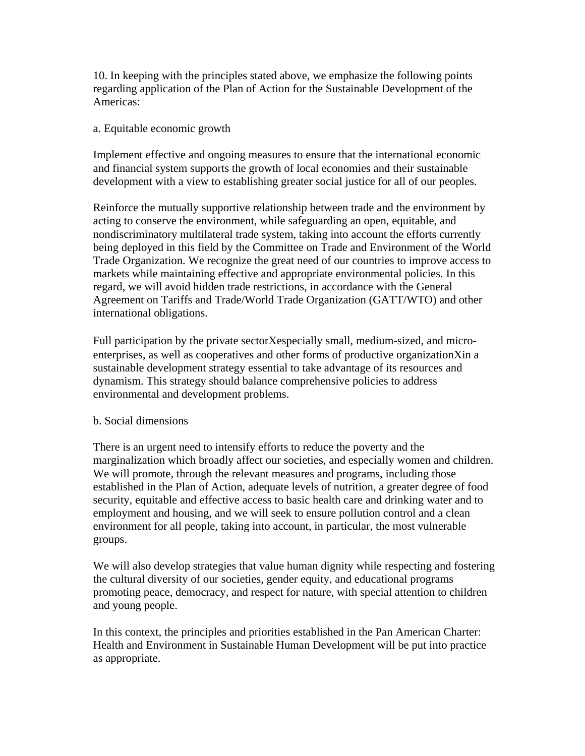10. In keeping with the principles stated above, we emphasize the following points regarding application of the Plan of Action for the Sustainable Development of the Americas:

a. Equitable economic growth

Implement effective and ongoing measures to ensure that the international economic and financial system supports the growth of local economies and their sustainable development with a view to establishing greater social justice for all of our peoples.

Reinforce the mutually supportive relationship between trade and the environment by acting to conserve the environment, while safeguarding an open, equitable, and nondiscriminatory multilateral trade system, taking into account the efforts currently being deployed in this field by the Committee on Trade and Environment of the World Trade Organization. We recognize the great need of our countries to improve access to markets while maintaining effective and appropriate environmental policies. In this regard, we will avoid hidden trade restrictions, in accordance with the General Agreement on Tariffs and Trade/World Trade Organization (GATT/WTO) and other international obligations.

Full participation by the private sectorXespecially small, medium-sized, and micro-enterprises, as well as cooperatives and other forms of productive organizationXin a sustainable development strategy essential to take advantage of its resources and dynamism. This strategy should balance comprehensive policies to address environmental and development problems.

b. Social dimensions

There is an urgent need to intensify efforts to reduce the poverty and the marginalization which broadly affect our societies, and especially women and children. We will promote, through the relevant measures and programs, including those established in the Plan of Action, adequate levels of nutrition, a greater degree of food security, equitable and effective access to basic health care and drinking water and to employment and housing, and we will seek to ensure pollution control and a clean environment for all people, taking into account, in particular, the most vulnerable groups.

We will also develop strategies that value human dignity while respecting and fostering the cultural diversity of our societies, gender equity, and educational programs promoting peace, democracy, and respect for nature, with special attention to children and young people.

In this context, the principles and priorities established in the Pan American Charter: Health and Environment in Sustainable Human Development will be put into practice as appropriate.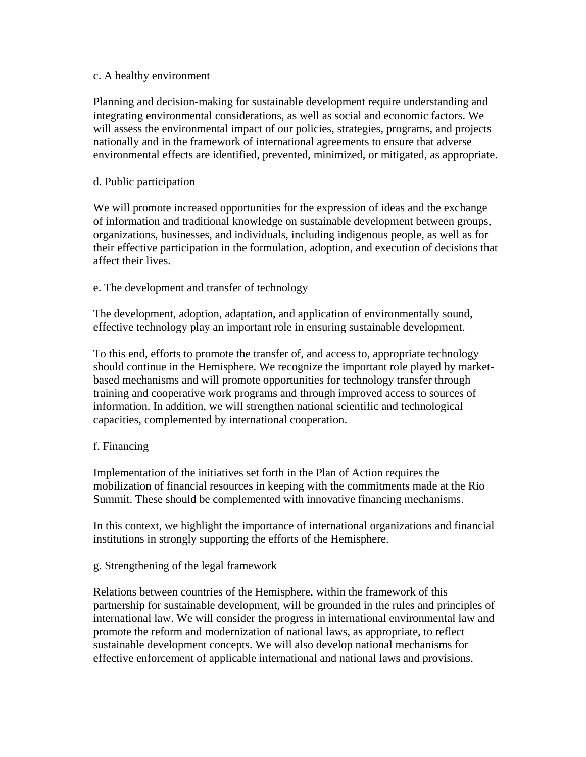c. A healthy environment

Planning and decision-making for sustainable development require understanding and integrating environmental considerations, as well as social and economic factors. We will assess the environmental impact of our policies, strategies, programs, and projects nationally and in the framework of international agreements to ensure that adverse environmental effects are identified, prevented, minimized, or mitigated, as appropriate.

d. Public participation

We will promote increased opportunities for the expression of ideas and the exchange of information and traditional knowledge on sustainable development between groups, organizations, businesses, and individuals, including indigenous people, as well as for their effective participation in the formulation, adoption, and execution of decisions that affect their lives.

e. The development and transfer of technology

The development, adoption, adaptation, and application of environmentally sound, effective technology play an important role in ensuring sustainable development.

To this end, efforts to promote the transfer of, and access to, appropriate technology should continue in the Hemisphere. We recognize the important role played by market-based mechanisms and will promote opportunities for technology transfer through training and cooperative work programs and through improved access to sources of information. In addition, we will strengthen national scientific and technological capacities, complemented by international cooperation.

f. Financing

Implementation of the initiatives set forth in the Plan of Action requires the mobilization of financial resources in keeping with the commitments made at the Rio Summit. These should be complemented with innovative financing mechanisms.

In this context, we highlight the importance of international organizations and financial institutions in strongly supporting the efforts of the Hemisphere.

g. Strengthening of the legal framework

Relations between countries of the Hemisphere, within the framework of this partnership for sustainable development, will be grounded in the rules and principles of international law. We will consider the progress in international environmental law and promote the reform and modernization of national laws, as appropriate, to reflect sustainable development concepts. We will also develop national mechanisms for effective enforcement of applicable international and national laws and provisions.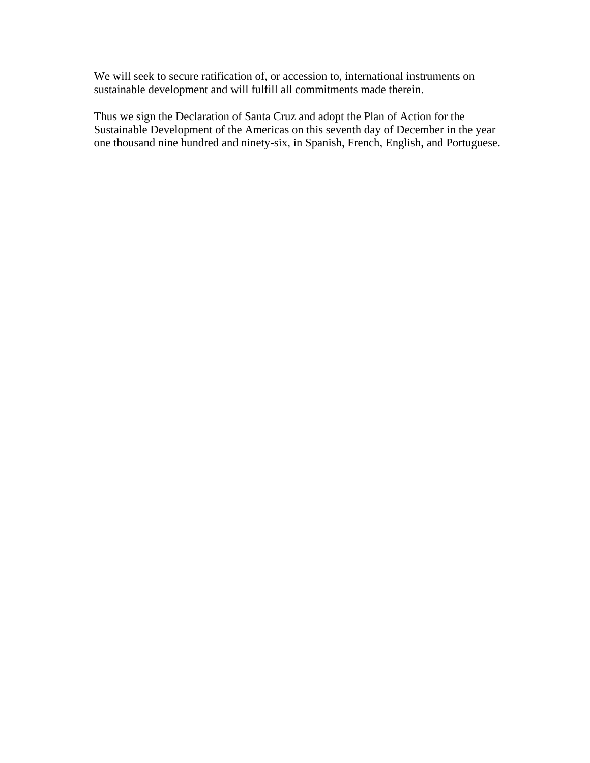We will seek to secure ratification of, or accession to, international instruments on sustainable development and will fulfill all commitments made therein.

Thus we sign the Declaration of Santa Cruz and adopt the Plan of Action for the Sustainable Development of the Americas on this seventh day of December in the year one thousand nine hundred and ninety-six, in Spanish, French, English, and Portuguese.